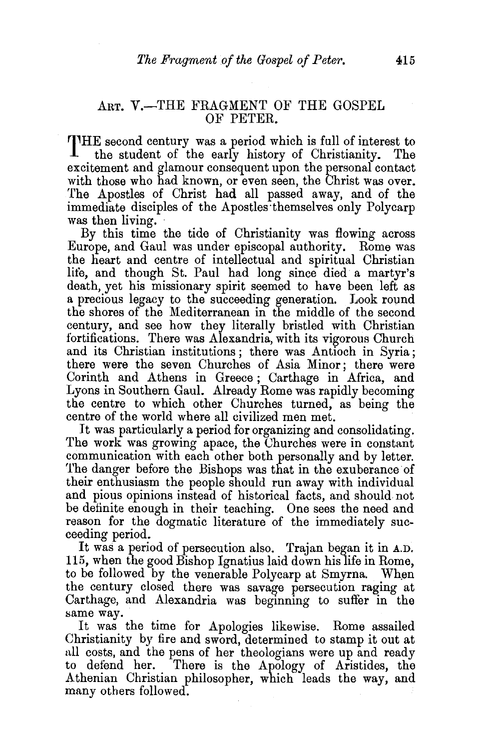## ART. V.—THE FRAGMENT OF THE GOSPEL OF PETER.

THE second century was a period which is full of interest to the student of the early history of Christianity. The excitement and glamour consequent upon the personal contact with those who had known, or even seen, the Christ was over. The Apostles of Christ had all passed away, and of the immediate disciples of the Apostles themselves only Polycarp was then living.

By this time the tide of Christianity was flowing across Europe, and Gaul was under episcopal authority. Rome was the heart and centre of intellectual and spiritual Christian life, and though St. Paul had long since died a martyr's death, yet his missionary spirit seemed to have been left as a precious legacy to the succeeding generation. Look round the shores of the Mediterranean in the middle of the second century, and see how they literally bristled with Christian fortifications. There was Alexandria, with its vigorous Church and its Christian institutions; there was Antioch in Syria; there were the seven Churches of Asia Minor; there were Corinth and Athens in Greece; Carthage in Africa, and Lyons in Southern Gaul. Already Rome was rapidly becoming the centre to which other Churches turned, as being the centre of the world where all civilized men met.

It was particularly a period for organizing and consolidating. The work was growing apace, the Churches were in constant communication with each other both personally and by letter. The danger before the Bishops was that in the exuberance of their enthusiasm the people should run away with individual and pious opinions instead of historical facts, and should not be definite enough in their teaching. One sees the need and reason for the dogmatic literature of the immediately succeeding period.

It was a period of persecution also. Trajan began it in A.D. 115, when the good Bishop Ignatius laid down his life in Rome, to be followed by the venerable Polycarp at Smyrna. When the century closed there was savage persecution raging at Carthage, and Alexandria was beginning to suffer in the same way.

It was the time for Apologies likewise. Rome assailed Christianity by fire and sword, determined to stamp it out at all costs, and the pens of her theologians were up and ready to defend her. There is the Apology of Aristides, the Athenian Christian philosopher, which leads the way, and many others followed.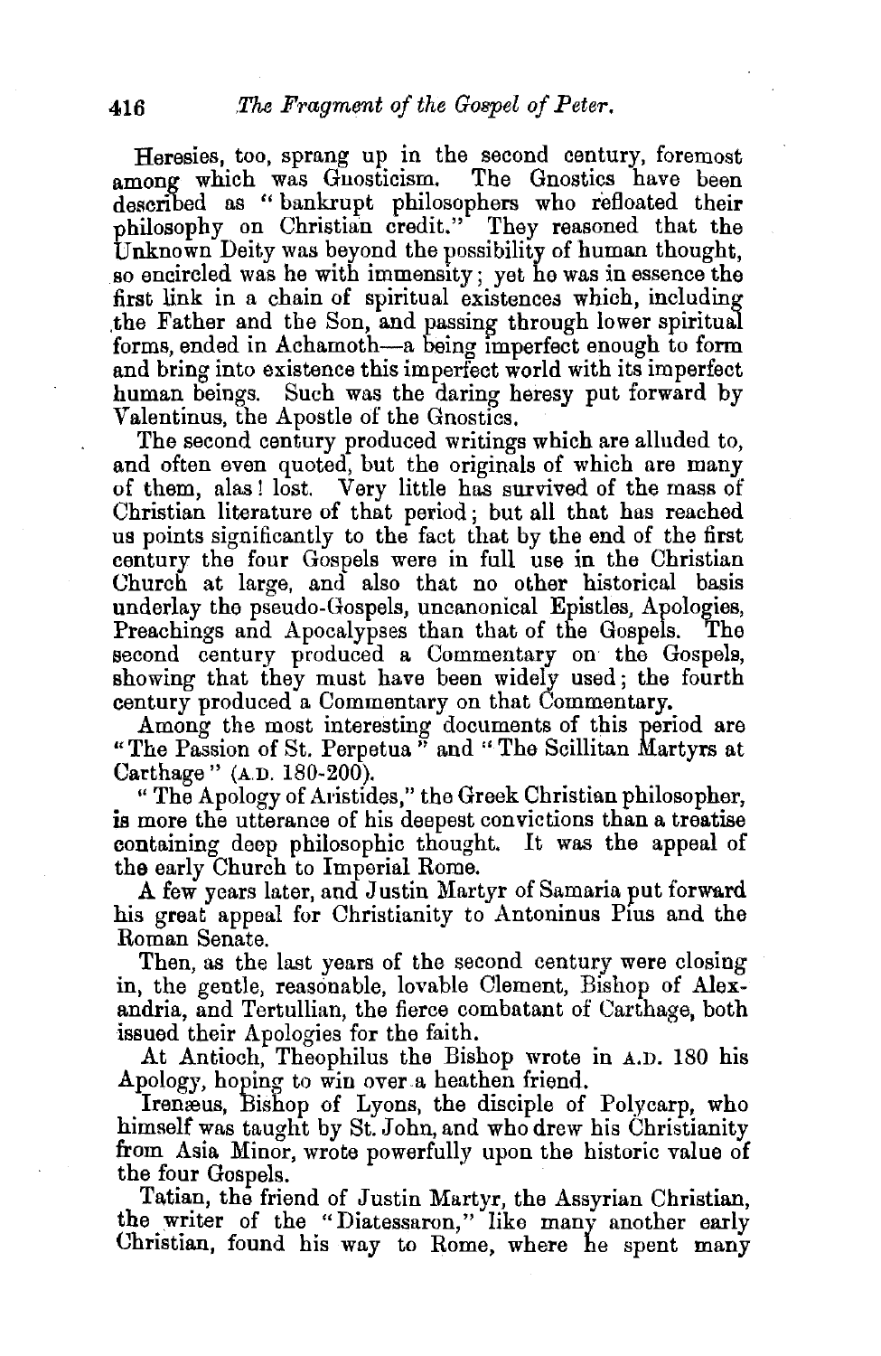Heresies, too, sprang up in the second century, foremost among which was Gnosticism. The Gnostics have been described as "bankrupt philosophers who refloated their philosophy on Christian credit." They reasoned that the Unknown Deity was beyond the possibility of human thought, so encircled was he with immensity; yet he was in essence the first link in a chain of spiritual existences which, including the Father and the Son, and passing through lower spiritual forms, ended in Achamoth—a being imperfect enough to form and bring into existence this imperfect world with its imperfect human beings. Such was the daring heresy put forward by Valentinus, the Apostle of the Gnostics.

The second century produced writings which are alluded to, and often even quoted, but the originals of which are many of them, alas! lost. Very little has survived of the mass of Christian literature of that period; but all that has reached us points significantly to the fact that by the end of the first century the four Gospels were in full use in the Christian Church at large, and also that no other historical basis underlay the pseudo-Gospels, uncanonical Epistles, Apologies, Preachings and Apocalypses than that of the Gospels. The second century produced a Commentary on the Gospels, showing that they must have been widely used; the fourth century produced a Commentary on that Commentary.

Among the most interesting documents of this period are "The Passion of St. Perpetua" and "The Scillitan Martyrs at Carthage" (A.D. 180-200).

"The Apology of Aristides," the Greek Christian philosopher, is more the utterance of his deepest convictions than a treatise containing deep philosophic thought. It was the appeal of the early Church to Imperial Rome.

A few years later, and Justin Martyr of Samaria put forward his great appeal for Christianity to Antoninus Pius and the Roman Senate.

Then, as the last years of the second century were closing in, the gentle, reasonable, lovable Clement, Bishop of Alexandria, and Tertullian, the fierce combatant of Carthage, both issued their Apologies for the faith.

At Antioch, Theophilus the Bishop wrote in A.D. 180 his Apology, hoping to win over a heathen friend.

Irenæus, Bishop of Lyons, the disciple of Polycarp, who himself was taught by St. John, and who drew his Christianity from Asia Minor, wrote powerfully upon the historic value of the four Gospels.

Tatian, the friend of Justin Martyr, the Assyrian Christian, the writer of the "Diatessaron," like many another early Christian, found his way to Rome, where he spent many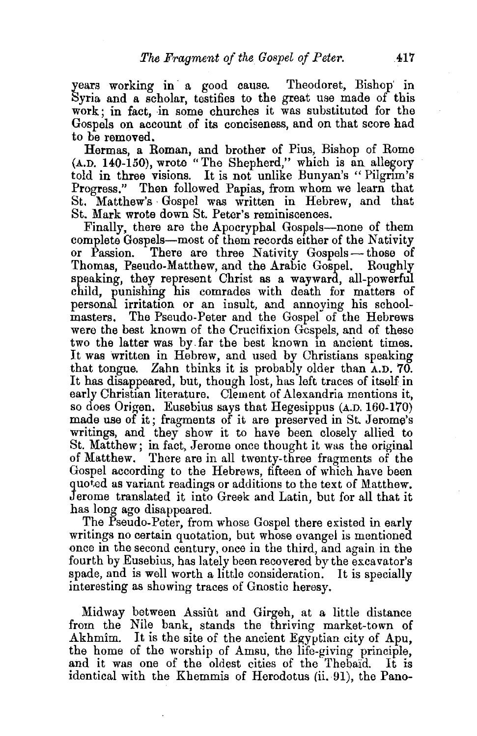years working in a good cause. Theodoret, Bishop in Syria and a scholar, testifies to the great use made of this work; in fact, in some churches it was substituted for the Gospels on account of its conciseness, and on that score had to be removed.

Hermas, a Roman, and brother of Pius, Bishop of Rome (A.D. 140-150), wrote "The Shepherd," which is an allegory told in three visions. It is not unlike Bunyan's "Pilgrim's Progress." Then followed Papias, from whom we learn that St. Matthew's Gospel was written in Hebrew, and that St. Mark wrote down St. Peter's reminiscences.

Finally, there are the Apocryphal Gospels—none of them complete Gospels—most of them records either of the Nativity or Passion. There are three Nativity Gospels—those of Thomas, Pseudo-Matthew, and the Arabic Gospel. Roughly speaking, they represent Christ as a wayward, all-powerful child, punishing his comrades with death for matters of personal irritation or an insult, and annoying his schoolmasters. The Pseudo-Peter and the Gospel of the Hebrews were the best known of the Crucifixion Gospels, and of these two the latter was by far the best known in ancient times. It was written in Hebrew, and used by Christians speaking that tongue. Zahn thinks it is probably older than A.D. 70. It has disappeared, but, though lost, has left traces of itself in early Christian literature. Clement of Alexandria mentions it, so does Origen. Eusebius says that Hegesippus (A.D. 160-170) made use of it; fragments of it are preserved in St. Jerome's writings, and they show it to have been closely allied to St. Matthew; in fact, Jerome once thought it was the original of Matthew. There are in all twenty-three fragments of the Gospel according to the Hebrews, fifteen of which have been quoted as variant readings or additions to the text of Matthew. Jerome translated it into Greek and Latin, but for all that it has long ago disappeared.

The Pseudo-Peter, from whose Gospel there existed in early writings no certain quotation, but whose evangel is mentioned once in the second century, once in the third, and again in the fourth by Eusebius, has lately been recovered by the excavator's spade, and is well worth a little consideration. It is specially interesting as showing traces of Gnostic heresy.

Midway between Assiût and Girgeh, at a little distance from the Nile bank, stands the thriving market-town of Akhmîm. It is the site of the ancient Egyptian city of Apu, the home of the worship of Amsu, the life-giving principle, and it was one of the oldest cities of the Thebaïd. It is identical with the Khemmis of Herodotus (ii. 91), the Pano-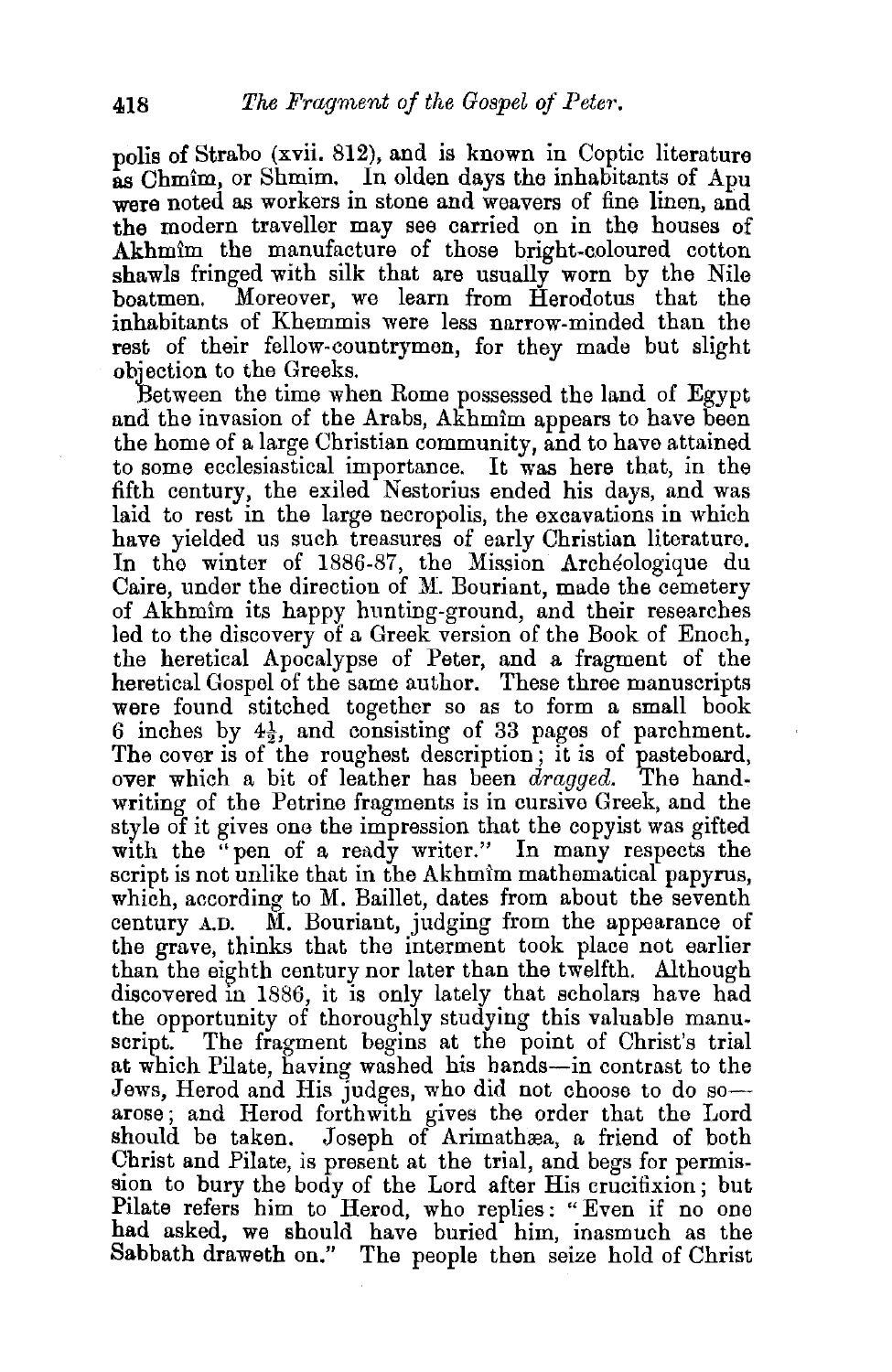polis of Strabo (xvii. 812), and is known in Coptic literature as Chmîm, or Shmim. In olden days the inhabitants of Apu were noted as workers in stone and weavers of fine linen, and the modern traveller may see carried on in the houses of Akhmîm the manufacture of those bright-coloured cotton shawls fringed with silk that are usually worn by the Nile boatmen. Moreover, we learn from Herodotus that the inhabitants of Khemmis were less narrow-minded than the rest of their fellow-countrymen, for they made but slight objection to the Greeks.

Between the time when Rome possessed the land of Egypt and the invasion of the Arabs, Akhmîm appears to have been the home of a large Christian community, and to have attained to some ecclesiastical importance. It was here that, in the fifth century, the exiled Nestorius ended his days, and was laid to rest in the large necropolis, the excavations in which have yielded us such treasures of early Christian literature. In the winter of 1886-87, the Mission Archéologique du Caire, under the direction of M. Bouriant, made the cemetery of Akhmîm its happy hunting-ground, and their researches led to the discovery of a Greek version of the Book of Enoch, the heretical Apocalypse of Peter, and a fragment of the heretical Gospel of the same author. These three manuscripts were found stitched together so as to form a small book 6 inches by 4½, and consisting of 33 pages of parchment. The cover is of the roughest description; it is of pasteboard, over which a bit of leather has been *dragged*. The handwriting of the Petrine fragments is in cursive Greek, and the style of it gives one the impression that the copyist was gifted with the "pen of a ready writer." In many respects the script is not unlike that in the Akhmîm mathematical papyrus, which, according to M. Baillet, dates from about the seventh century A.D. M. Bouriant, judging from the appearance of the grave, thinks that the interment took place not earlier than the eighth century nor later than the twelfth. Although discovered in 1886, it is only lately that scholars have had the opportunity of thoroughly studying this valuable manuscript. The fragment begins at the point of Christ's trial at which Pilate, having washed his hands—in contrast to the Jews, Herod and His judges, who did not choose to do so—arose; and Herod forthwith gives the order that the Lord should be taken. Joseph of Arimathæa, a friend of both Christ and Pilate, is present at the trial, and begs for permission to bury the body of the Lord after His crucifixion; but Pilate refers him to Herod, who replies: "Even if no one had asked, we should have buried him, inasmuch as the Sabbath draweth on." The people then seize hold of Christ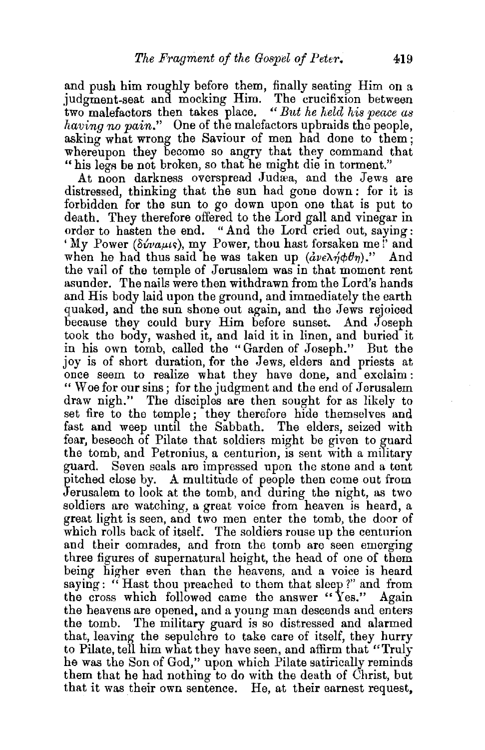and push him roughly before them, finally seating Him on a judgment-seat and mocking Him. The crucifixion between two malefactors then takes place. "*But he held his peace as having no pain.*" One of the malefactors upbraids the people, asking what wrong the Saviour of men had done to them; whereupon they become so angry that they command that "his legs be not broken, so that he might die in torment."

At noon darkness overspread Judæa, and the Jews are distressed, thinking that the sun had gone down: for it is forbidden for the sun to go down upon one that is put to death. They therefore offered to the Lord gall and vinegar in order to hasten the end. "And the Lord cried out, saying: 'My Power (δύναμις), my Power, thou hast forsaken me!' and when he had thus said he was taken up (ἀνελήφθη)." And the vail of the temple of Jerusalem was in that moment rent asunder. The nails were then withdrawn from the Lord's hands and His body laid upon the ground, and immediately the earth quaked, and the sun shone out again, and the Jews rejoiced because they could bury Him before sunset. And Joseph took the body, washed it, and laid it in linen, and buried it in his own tomb, called the "Garden of Joseph." But the joy is of short duration, for the Jews, elders and priests at once seem to realize what they have done, and exclaim: "Woe for our sins; for the judgment and the end of Jerusalem draw nigh." The disciples are then sought for as likely to set fire to the temple; they therefore hide themselves and fast and weep until the Sabbath. The elders, seized with fear, beseech of Pilate that soldiers might be given to guard the tomb, and Petronius, a centurion, is sent with a military guard. Seven seals are impressed upon the stone and a tent pitched close by. A multitude of people then come out from Jerusalem to look at the tomb, and during the night, as two soldiers are watching, a great voice from heaven is heard, a great light is seen, and two men enter the tomb, the door of which rolls back of itself. The soldiers rouse up the centurion and their comrades, and from the tomb are seen emerging three figures of supernatural height, the head of one of them being higher even than the heavens, and a voice is heard saying: "Hast thou preached to them that sleep?" and from the cross which followed came the answer "Yes." Again the heavens are opened, and a young man descends and enters the tomb. The military guard is so distressed and alarmed that, leaving the sepulchre to take care of itself, they hurry to Pilate, tell him what they have seen, and affirm that "Truly he was the Son of God," upon which Pilate satirically reminds them that he had nothing to do with the death of Christ, but that it was their own sentence. He, at their earnest request,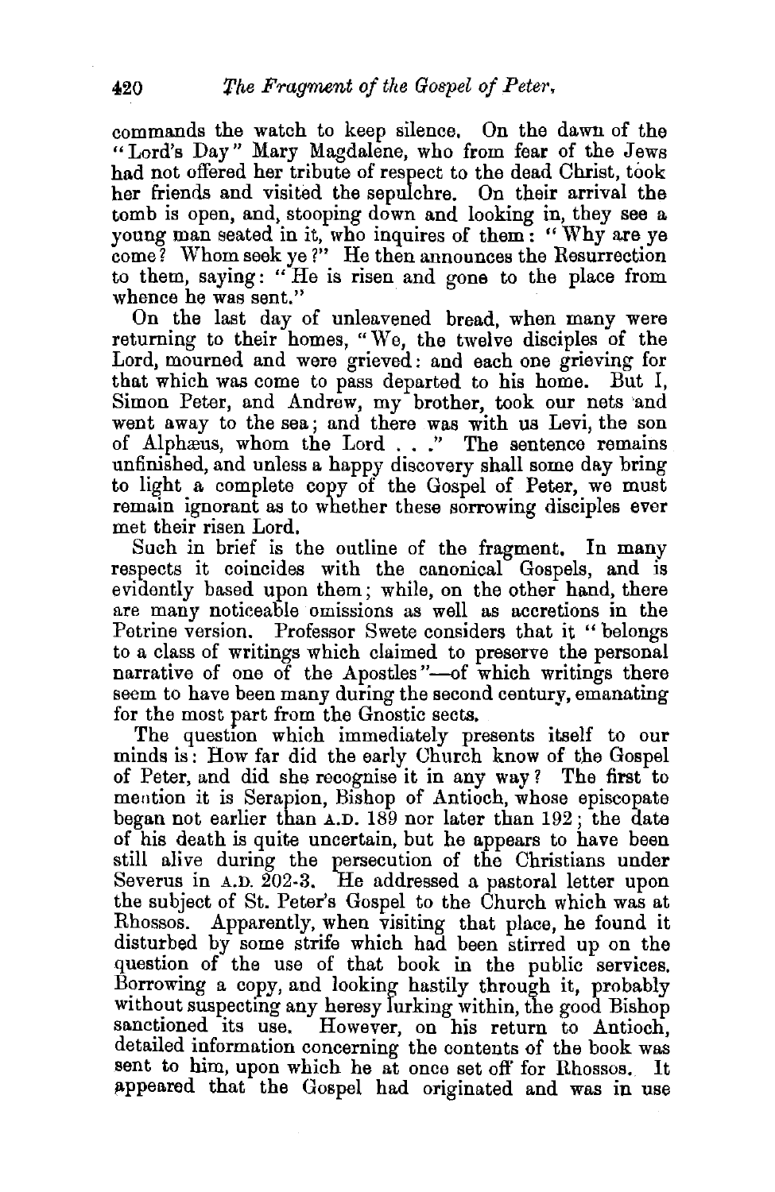commands the watch to keep silence. On the dawn of the "Lord's Day" Mary Magdalene, who from fear of the Jews had not offered her tribute of respect to the dead Christ, took her friends and visited the sepulchre. On their arrival the tomb is open, and, stooping down and looking in, they see a young man seated in it, who inquires of them: "Why are ye come? Whom seek ye?" He then announces the Resurrection to them, saying: "He is risen and gone to the place from whence he was sent."

On the last day of unleavened bread, when many were returning to their homes, "We, the twelve disciples of the Lord, mourned and were grieved: and each one grieving for that which was come to pass departed to his home. But I, Simon Peter, and Andrew, my brother, took our nets and went away to the sea; and there was with us Levi, the son of Alphæus, whom the Lord . . ." The sentence remains unfinished, and unless a happy discovery shall some day bring to light a complete copy of the Gospel of Peter, we must remain ignorant as to whether these sorrowing disciples ever met their risen Lord.

Such in brief is the outline of the fragment. In many respects it coincides with the canonical Gospels, and is evidently based upon them; while, on the other hand, there are many noticeable omissions as well as accretions in the Petrine version. Professor Swete considers that it "belongs to a class of writings which claimed to preserve the personal narrative of one of the Apostles"—of which writings there seem to have been many during the second century, emanating for the most part from the Gnostic sects.

The question which immediately presents itself to our minds is: How far did the early Church know of the Gospel of Peter, and did she recognise it in any way? The first to mention it is Serapion, Bishop of Antioch, whose episcopate began not earlier than A.D. 189 nor later than 192; the date of his death is quite uncertain, but he appears to have been still alive during the persecution of the Christians under Severus in A.D. 202-3. He addressed a pastoral letter upon the subject of St. Peter's Gospel to the Church which was at Rhossos. Apparently, when visiting that place, he found it disturbed by some strife which had been stirred up on the question of the use of that book in the public services. Borrowing a copy, and looking hastily through it, probably without suspecting any heresy lurking within, the good Bishop sanctioned its use. However, on his return to Antioch, detailed information concerning the contents of the book was sent to him, upon which he at once set off for Rhossos. It appeared that the Gospel had originated and was in use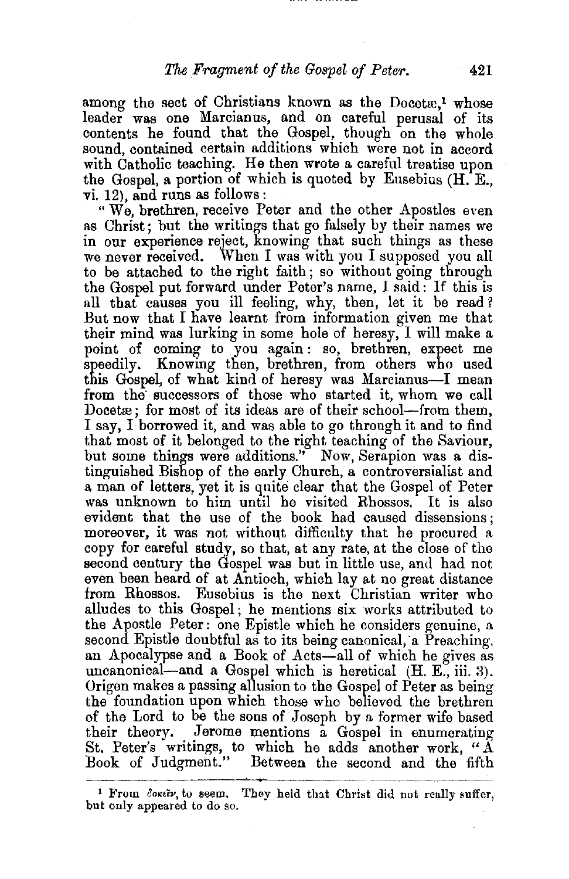among the sect of Christians known as the Docetæ,[1] whose leader was one Marcianus, and on careful perusal of its contents he found that the Gospel, though on the whole sound, contained certain additions which were not in accord with Catholic teaching. He then wrote a careful treatise upon the Gospel, a portion of which is quoted by Eusebius (H. E., vi. 12), and runs as follows:

"We, brethren, receive Peter and the other Apostles even as Christ; but the writings that go falsely by their names we in our experience reject, knowing that such things as these we never received. When I was with you I supposed you all to be attached to the right faith; so without going through the Gospel put forward under Peter's name, I said: If this is all that causes you ill feeling, why, then, let it be read? But now that I have learnt from information given me that their mind was lurking in some hole of heresy, I will make a point of coming to you again: so, brethren, expect me speedily. Knowing then, brethren, from others who used this Gospel, of what kind of heresy was Marcianus—I mean from the successors of those who started it, whom we call Docetæ; for most of its ideas are of their school—from them, I say, I borrowed it, and was able to go through it and to find that most of it belonged to the right teaching of the Saviour, but some things were additions." Now, Serapion was a distinguished Bishop of the early Church, a controversialist and a man of letters, yet it is quite clear that the Gospel of Peter was unknown to him until he visited Rhossos. It is also evident that the use of the book had caused dissensions; moreover, it was not without difficulty that he procured a copy for careful study, so that, at any rate, at the close of the second century the Gospel was but in little use, and had not even been heard of at Antioch, which lay at no great distance from Rhossos. Eusebius is the next Christian writer who alludes to this Gospel; he mentions six works attributed to the Apostle Peter: one Epistle which he considers genuine, a second Epistle doubtful as to its being canonical, a Preaching, an Apocalypse and a Book of Acts—all of which he gives as uncanonical—and a Gospel which is heretical (H. E., iii. 3). Origen makes a passing allusion to the Gospel of Peter as being the foundation upon which those who believed the brethren of the Lord to be the sons of Joseph by a former wife based their theory. Jerome mentions a Gospel in enumerating St. Peter's writings, to which he adds another work, "A Book of Judgment." Between the second and the fifth

---

[1] From δοκεῖν, to seem. They held that Christ did not really suffer, but only appeared to do so.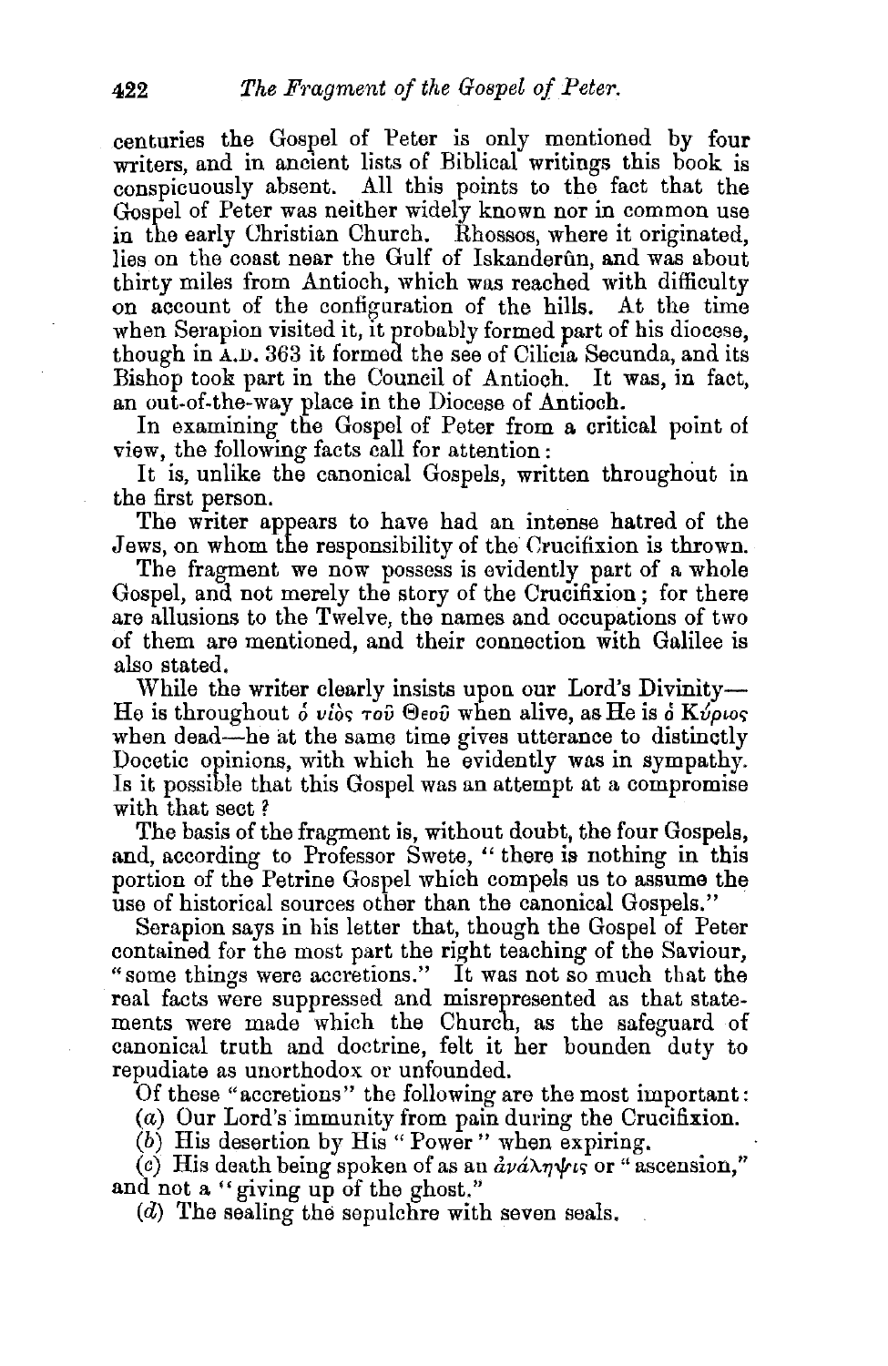centuries the Gospel of Peter is only mentioned by four writers, and in ancient lists of Biblical writings this book is conspicuously absent. All this points to the fact that the Gospel of Peter was neither widely known nor in common use in the early Christian Church. Rhossos, where it originated, lies on the coast near the Gulf of Iskanderûn, and was about thirty miles from Antioch, which was reached with difficulty on account of the configuration of the hills. At the time when Serapion visited it, it probably formed part of his diocese, though in A.D. 363 it formed the see of Cilicia Secunda, and its Bishop took part in the Council of Antioch. It was, in fact, an out-of-the-way place in the Diocese of Antioch.

In examining the Gospel of Peter from a critical point of view, the following facts call for attention:

It is, unlike the canonical Gospels, written throughout in the first person.

The writer appears to have had an intense hatred of the Jews, on whom the responsibility of the Crucifixion is thrown.

The fragment we now possess is evidently part of a whole Gospel, and not merely the story of the Crucifixion; for there are allusions to the Twelve, the names and occupations of two of them are mentioned, and their connection with Galilee is also stated.

While the writer clearly insists upon our Lord's Divinity—He is throughout *ὁ υἱὸς τοῦ Θεοῦ* when alive, as He is *ὁ Κύριος* when dead—he at the same time gives utterance to distinctly Docetic opinions, with which he evidently was in sympathy. Is it possible that this Gospel was an attempt at a compromise with that sect?

The basis of the fragment is, without doubt, the four Gospels, and, according to Professor Swete, "there is nothing in this portion of the Petrine Gospel which compels us to assume the use of historical sources other than the canonical Gospels."

Serapion says in his letter that, though the Gospel of Peter contained for the most part the right teaching of the Saviour, "some things were accretions." It was not so much that the real facts were suppressed and misrepresented as that statements were made which the Church, as the safeguard of canonical truth and doctrine, felt it her bounden duty to repudiate as unorthodox or unfounded.

Of these "accretions" the following are the most important:

(*a*) Our Lord's immunity from pain during the Crucifixion.

(*b*) His desertion by His "Power" when expiring.

(*c*) His death being spoken of as an *ἀνάληψις* or "ascension," and not a "giving up of the ghost."

(*d*) The sealing the sepulchre with seven seals.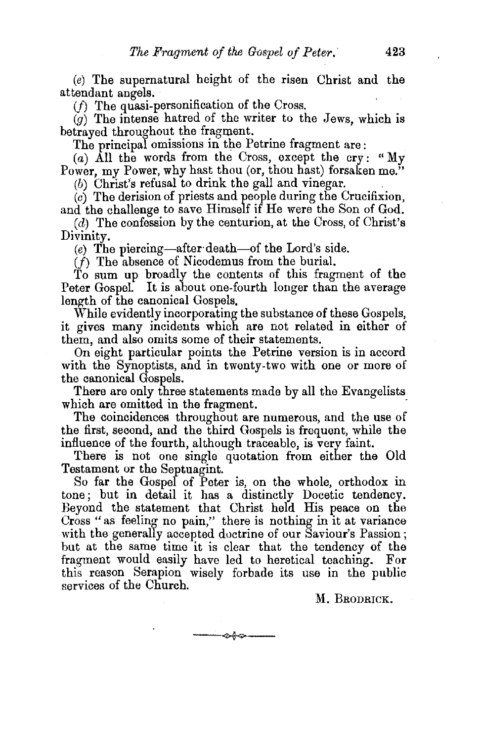(e) The supernatural height of the risen Christ and the attendant angels.

(f) The quasi-personification of the Cross.

(g) The intense hatred of the writer to the Jews, which is betrayed throughout the fragment.

The principal omissions in the Petrine fragment are:

(a) All the words from the Cross, except the cry: "My Power, my Power, why hast thou (or, thou hast) forsaken me."

(b) Christ's refusal to drink the gall and vinegar.

(c) The derision of priests and people during the Crucifixion, and the challenge to save Himself if He were the Son of God.

(d) The confession by the centurion, at the Cross, of Christ's Divinity.

(e) The piercing—after death—of the Lord's side.

(f) The absence of Nicodemus from the burial.

To sum up broadly the contents of this fragment of the Peter Gospel. It is about one-fourth longer than the average length of the canonical Gospels.

While evidently incorporating the substance of these Gospels, it gives many incidents which are not related in either of them, and also omits some of their statements.

On eight particular points the Petrine version is in accord with the Synoptists, and in twenty-two with one or more of the canonical Gospels.

There are only three statements made by all the Evangelists which are omitted in the fragment.

The coincidences throughout are numerous, and the use of the first, second, and the third Gospels is frequent, while the influence of the fourth, although traceable, is very faint.

There is not one single quotation from either the Old Testament or the Septuagint.

So far the Gospel of Peter is, on the whole, orthodox in tone; but in detail it has a distinctly Docetic tendency. Beyond the statement that Christ held His peace on the Cross "as feeling no pain," there is nothing in it at variance with the generally accepted doctrine of our Saviour's Passion; but at the same time it is clear that the tendency of the fragment would easily have led to heretical teaching. For this reason Serapion wisely forbade its use in the public services of the Church.

M. BRODRICK.